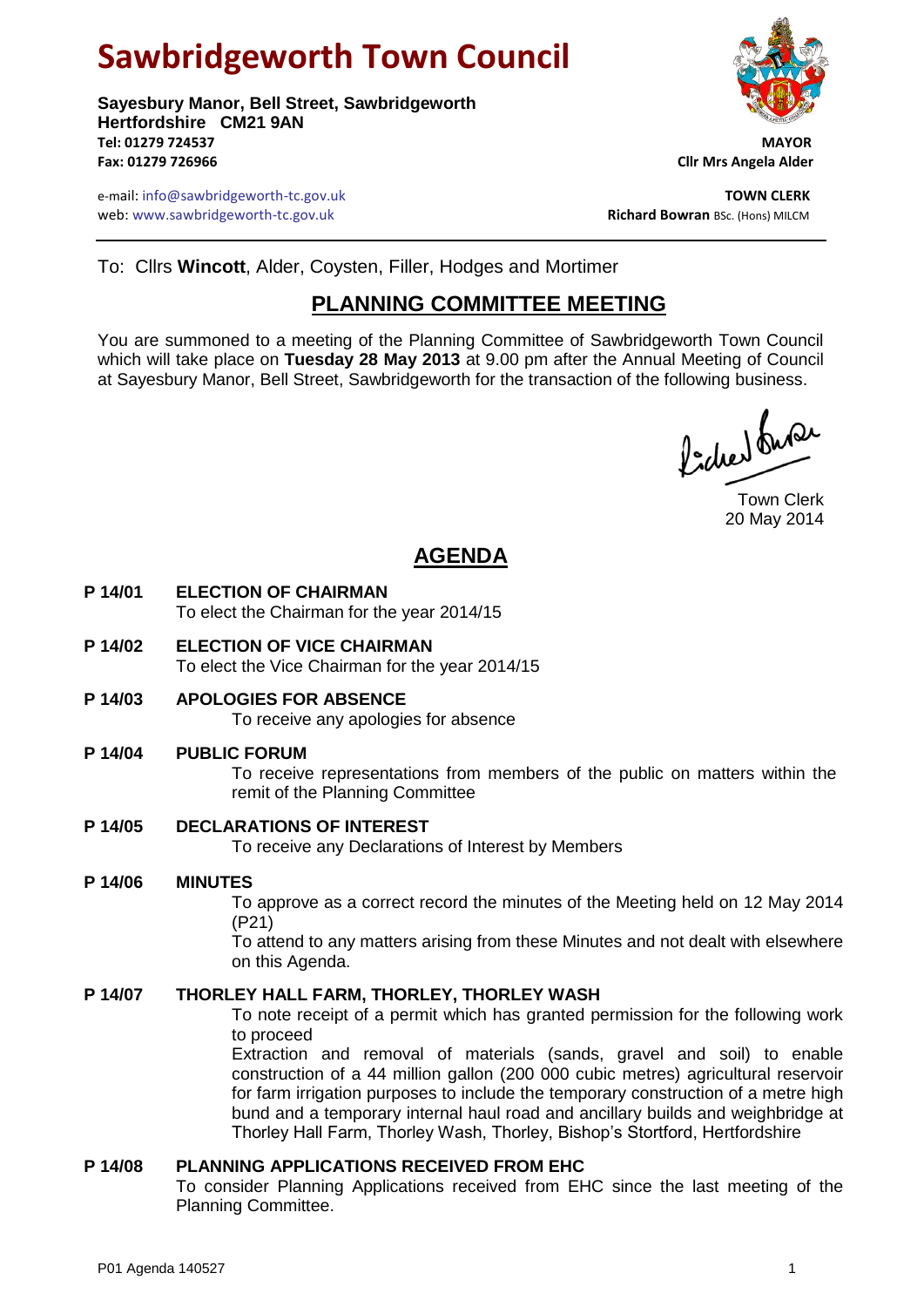# Sawbridgeworth Town Council

**Sayesbury Manor, Bell Street, Sawbridgeworth**
**Hertfordshire CM21 9AN**
**Tel: 01279 724537**
**Fax: 01279 726966**

**MAYOR**
**Cllr Mrs Angela Alder**

e-mail: info@sawbridgeworth-tc.gov.uk
web: www.sawbridgeworth-tc.gov.uk

**TOWN CLERK**
**Richard Bowran** BSc. (Hons) MILCM

---

To: Cllrs **Wincott**, Alder, Coysten, Filler, Hodges and Mortimer

## PLANNING COMMITTEE MEETING

You are summoned to a meeting of the Planning Committee of Sawbridgeworth Town Council which will take place on **Tuesday 28 May 2013** at 9.00 pm after the Annual Meeting of Council at Sayesbury Manor, Bell Street, Sawbridgeworth for the transaction of the following business.

Town Clerk
20 May 2014

## AGENDA

**P 14/01 ELECTION OF CHAIRMAN**
To elect the Chairman for the year 2014/15

**P 14/02 ELECTION OF VICE CHAIRMAN**
To elect the Vice Chairman for the year 2014/15

**P 14/03 APOLOGIES FOR ABSENCE**
To receive any apologies for absence

**P 14/04 PUBLIC FORUM**
To receive representations from members of the public on matters within the remit of the Planning Committee

**P 14/05 DECLARATIONS OF INTEREST**
To receive any Declarations of Interest by Members

**P 14/06 MINUTES**
To approve as a correct record the minutes of the Meeting held on 12 May 2014 (P21)
To attend to any matters arising from these Minutes and not dealt with elsewhere on this Agenda.

**P 14/07 THORLEY HALL FARM, THORLEY, THORLEY WASH**
To note receipt of a permit which has granted permission for the following work to proceed
Extraction and removal of materials (sands, gravel and soil) to enable construction of a 44 million gallon (200 000 cubic metres) agricultural reservoir for farm irrigation purposes to include the temporary construction of a metre high bund and a temporary internal haul road and ancillary builds and weighbridge at Thorley Hall Farm, Thorley Wash, Thorley, Bishop's Stortford, Hertfordshire

**P 14/08 PLANNING APPLICATIONS RECEIVED FROM EHC**
To consider Planning Applications received from EHC since the last meeting of the Planning Committee.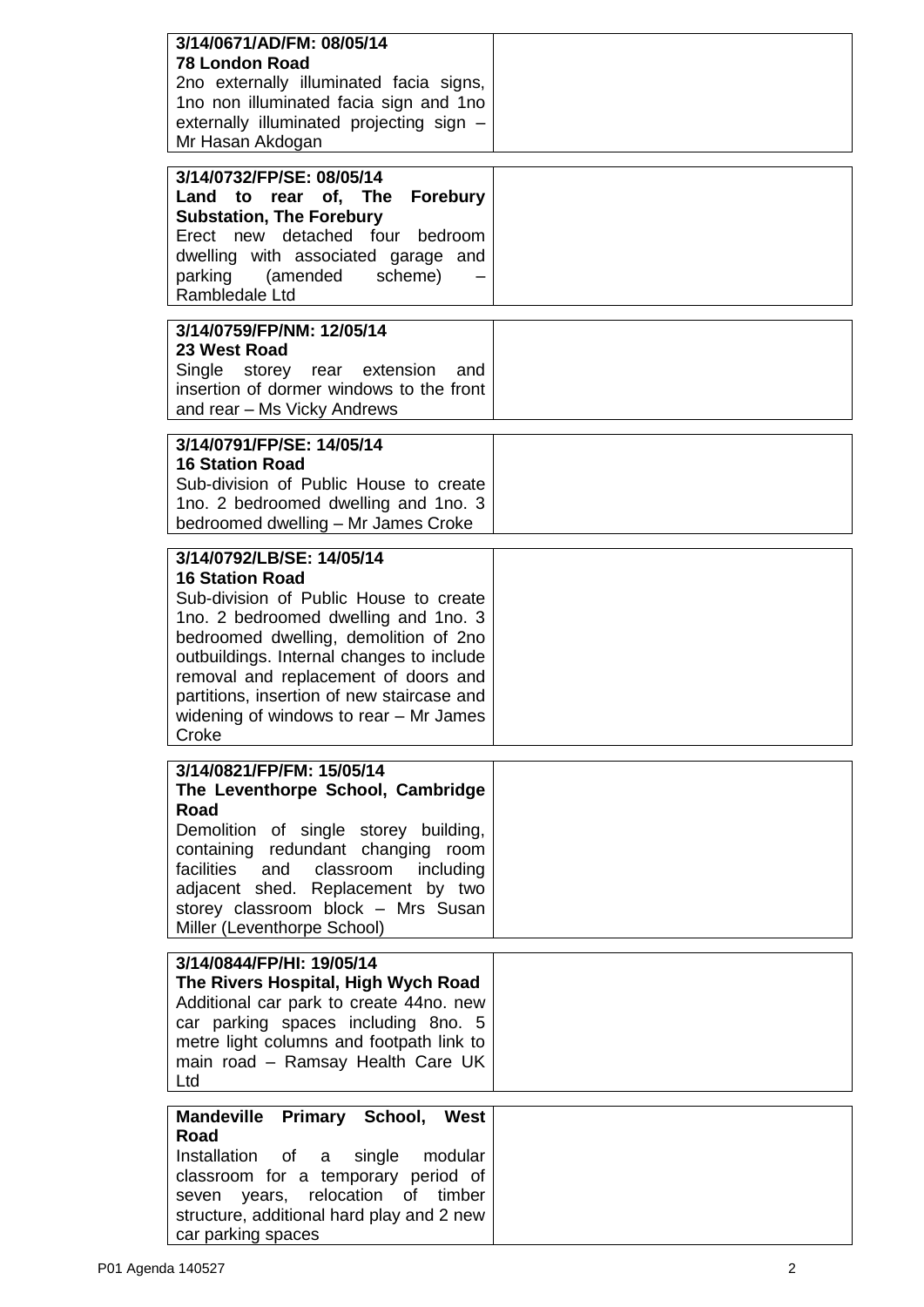| | |
|---|---|
| **3/14/0671/AD/FM: 08/05/14**<br>**78 London Road**<br>2no externally illuminated facia signs, 1no non illuminated facia sign and 1no externally illuminated projecting sign – Mr Hasan Akdogan | |

| | |
|---|---|
| **3/14/0732/FP/SE: 08/05/14**<br>**Land to rear of, The Forebury Substation, The Forebury**<br>Erect new detached four bedroom dwelling with associated garage and parking (amended scheme) – Rambledale Ltd | |

| | |
|---|---|
| **3/14/0759/FP/NM: 12/05/14**<br>**23 West Road**<br>Single storey rear extension and insertion of dormer windows to the front and rear – Ms Vicky Andrews | |

| | |
|---|---|
| **3/14/0791/FP/SE: 14/05/14**<br>**16 Station Road**<br>Sub-division of Public House to create 1no. 2 bedroomed dwelling and 1no. 3 bedroomed dwelling – Mr James Croke | |

| | |
|---|---|
| **3/14/0792/LB/SE: 14/05/14**<br>**16 Station Road**<br>Sub-division of Public House to create 1no. 2 bedroomed dwelling and 1no. 3 bedroomed dwelling, demolition of 2no outbuildings. Internal changes to include removal and replacement of doors and partitions, insertion of new staircase and widening of windows to rear – Mr James Croke | |

| | |
|---|---|
| **3/14/0821/FP/FM: 15/05/14**<br>**The Leventhorpe School, Cambridge Road**<br>Demolition of single storey building, containing redundant changing room facilities and classroom including adjacent shed. Replacement by two storey classroom block – Mrs Susan Miller (Leventhorpe School) | |

| | |
|---|---|
| **3/14/0844/FP/HI: 19/05/14**<br>**The Rivers Hospital, High Wych Road**<br>Additional car park to create 44no. new car parking spaces including 8no. 5 metre light columns and footpath link to main road – Ramsay Health Care UK Ltd | |

| | |
|---|---|
| **Mandeville Primary School, West Road**<br>Installation of a single modular classroom for a temporary period of seven years, relocation of timber structure, additional hard play and 2 new car parking spaces | |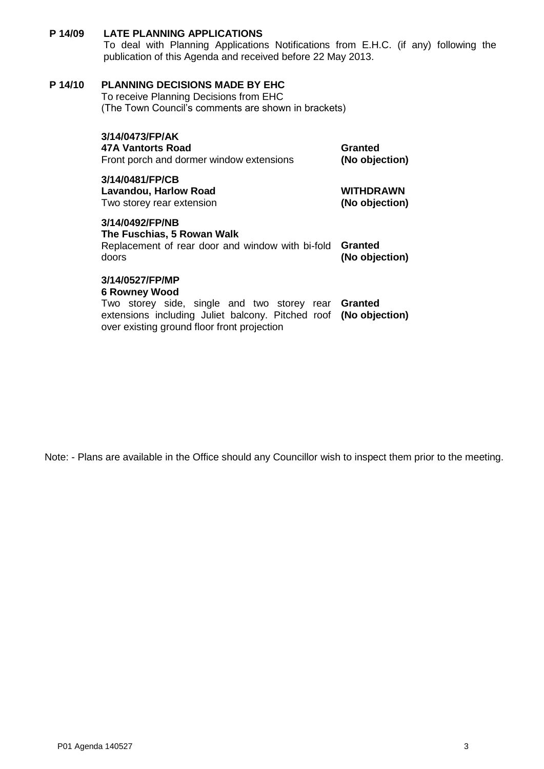**P 14/09 LATE PLANNING APPLICATIONS**

To deal with Planning Applications Notifications from E.H.C. (if any) following the publication of this Agenda and received before 22 May 2013.

**P 14/10 PLANNING DECISIONS MADE BY EHC**

To receive Planning Decisions from EHC
(The Town Council's comments are shown in brackets)

**3/14/0473/FP/AK**
**47A Vantorts Road**
Front porch and dormer window extensions — **Granted (No objection)**

**3/14/0481/FP/CB**
**Lavandou, Harlow Road**
Two storey rear extension — **WITHDRAWN (No objection)**

**3/14/0492/FP/NB**
**The Fuschias, 5 Rowan Walk**
Replacement of rear door and window with bi-fold doors — **Granted (No objection)**

**3/14/0527/FP/MP**
**6 Rowney Wood**
Two storey side, single and two storey rear extensions including Juliet balcony. Pitched roof over existing ground floor front projection — **Granted (No objection)**

Note: - Plans are available in the Office should any Councillor wish to inspect them prior to the meeting.